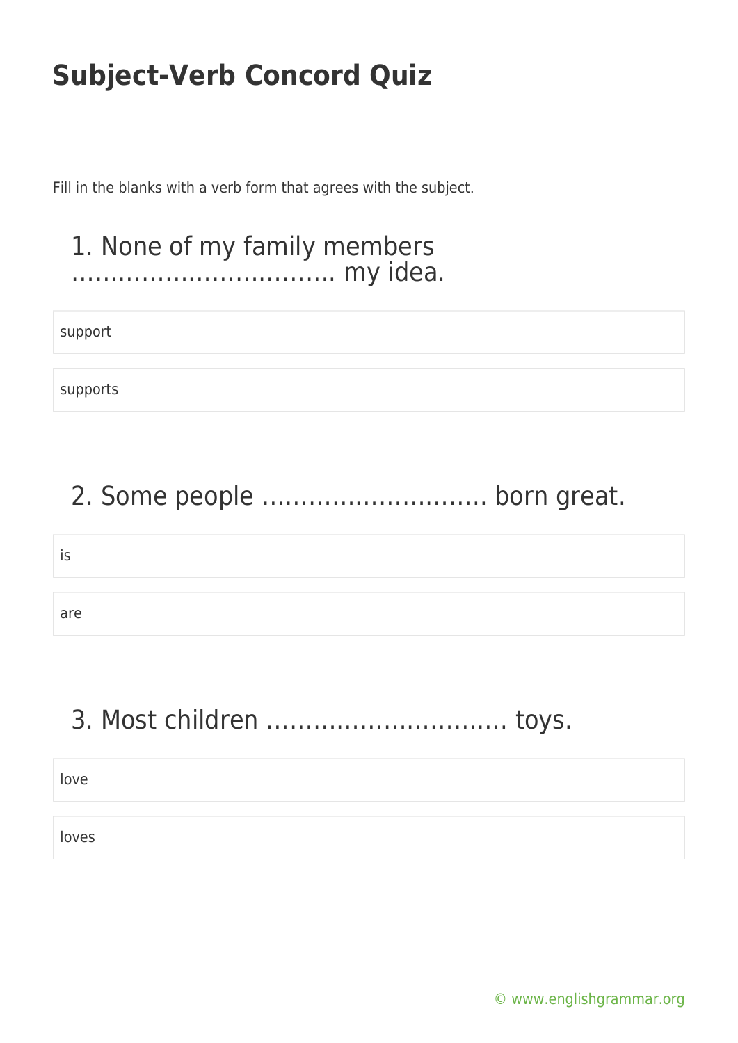# Subject-Verb Concord Quiz

Fill in the blanks with a verb form that agrees with the subject.

## 1. None of my family members …………………………… my idea.

support

supports

## 2. Some people ………………………. born great.

is

are

## 3. Most children ………………………… toys.

love

loves

© www.englishgrammar.org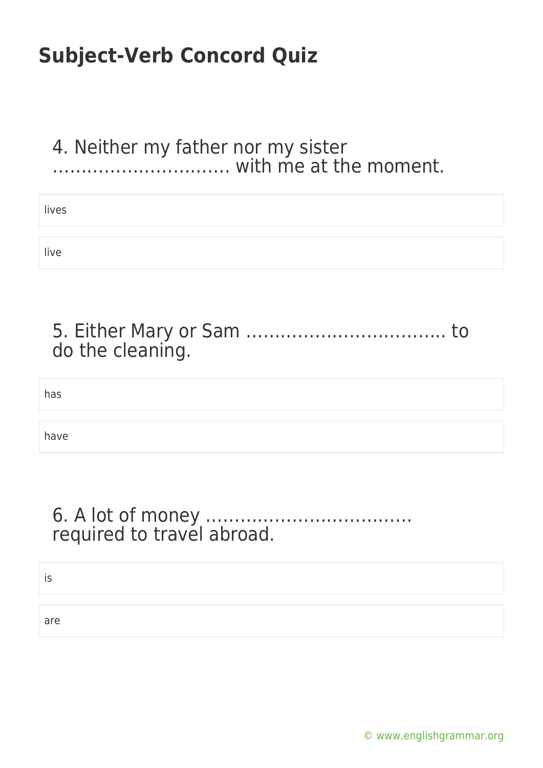# Subject-Verb Concord Quiz

4. Neither my father nor my sister …………………………. with me at the moment.

lives

live

5. Either Mary or Sam ……………………………. to do the cleaning.

has

have

6. A lot of money ……………………………… required to travel abroad.

is

are

© www.englishgrammar.org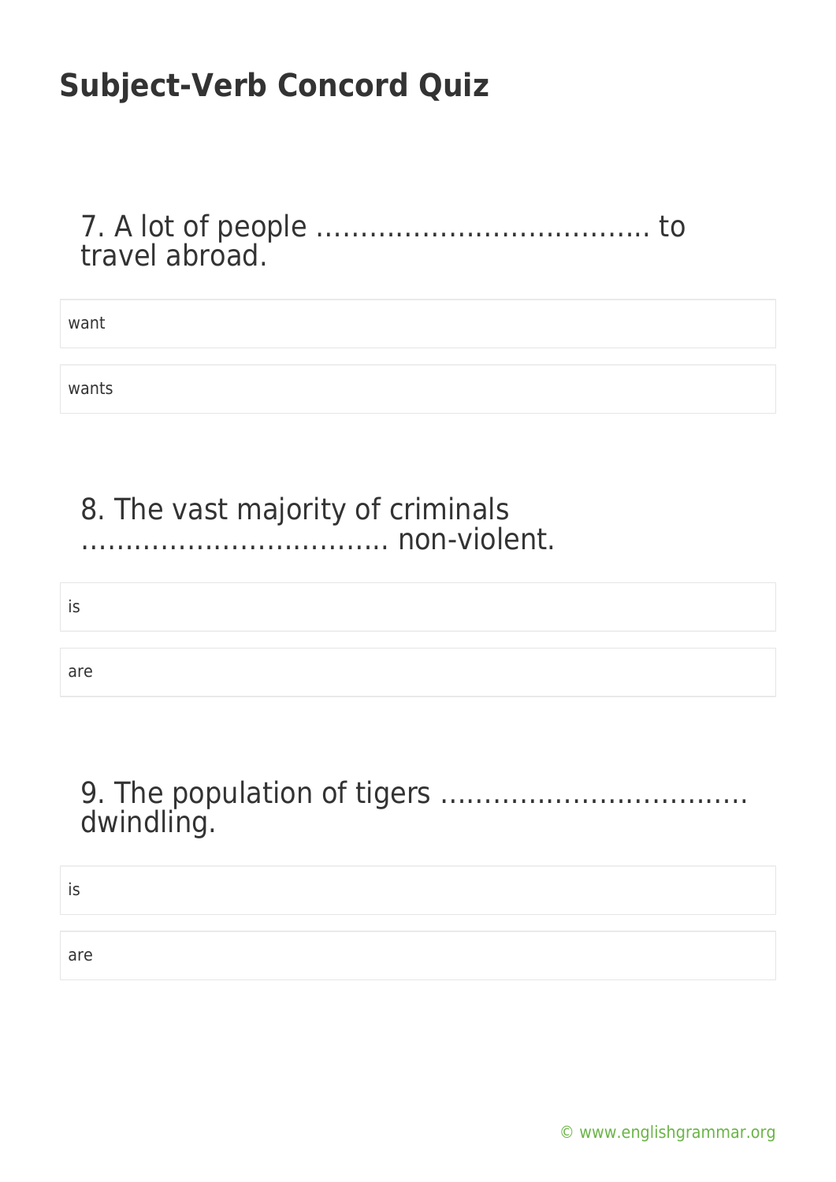# Subject-Verb Concord Quiz

7. A lot of people ……………………………….. to travel abroad.

- want
- wants

8. The vast majority of criminals …………………………….. non-violent.

- is
- are

9. The population of tigers ……………………………. dwindling.

- is
- are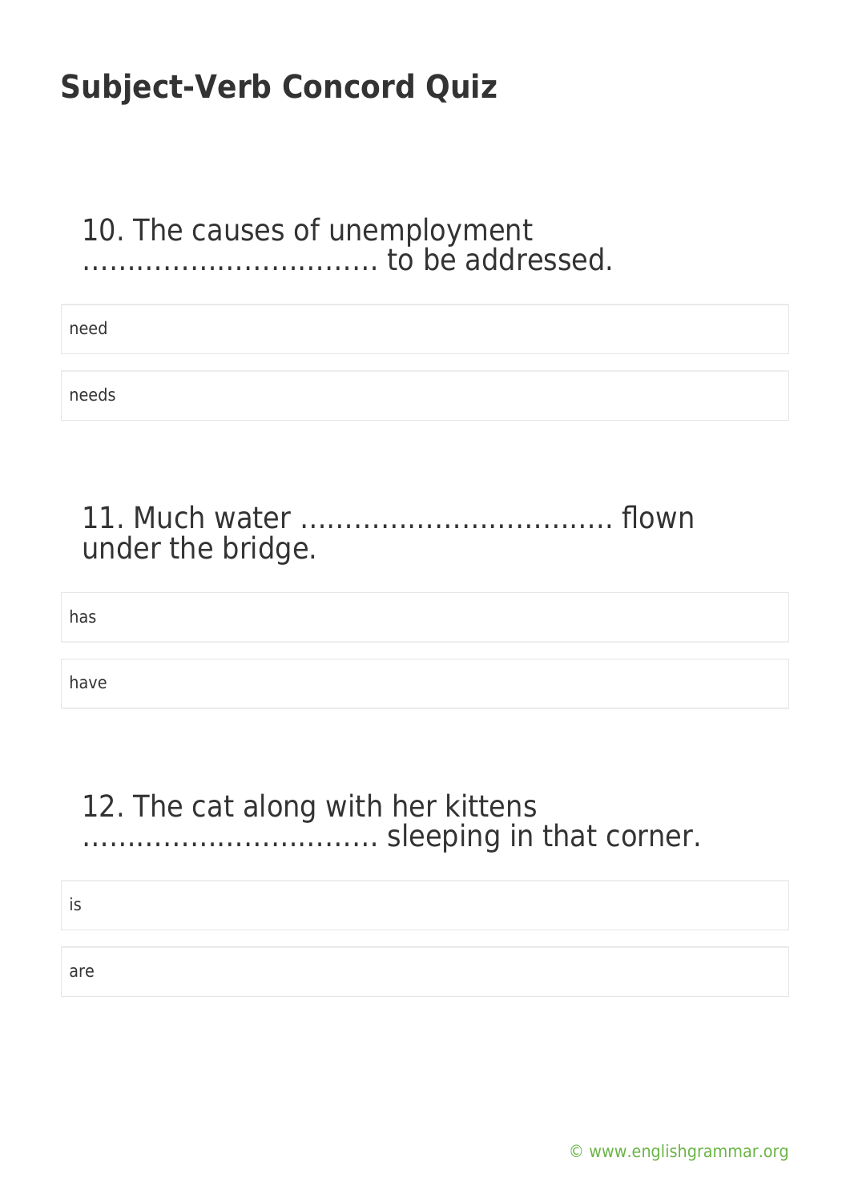## Subject-Verb Concord Quiz

10. The causes of unemployment ……………………………. to be addressed.

need

needs

11. Much water ……………………………… flown under the bridge.

has

have

12. The cat along with her kittens ……………………………. sleeping in that corner.

is

are

© www.englishgrammar.org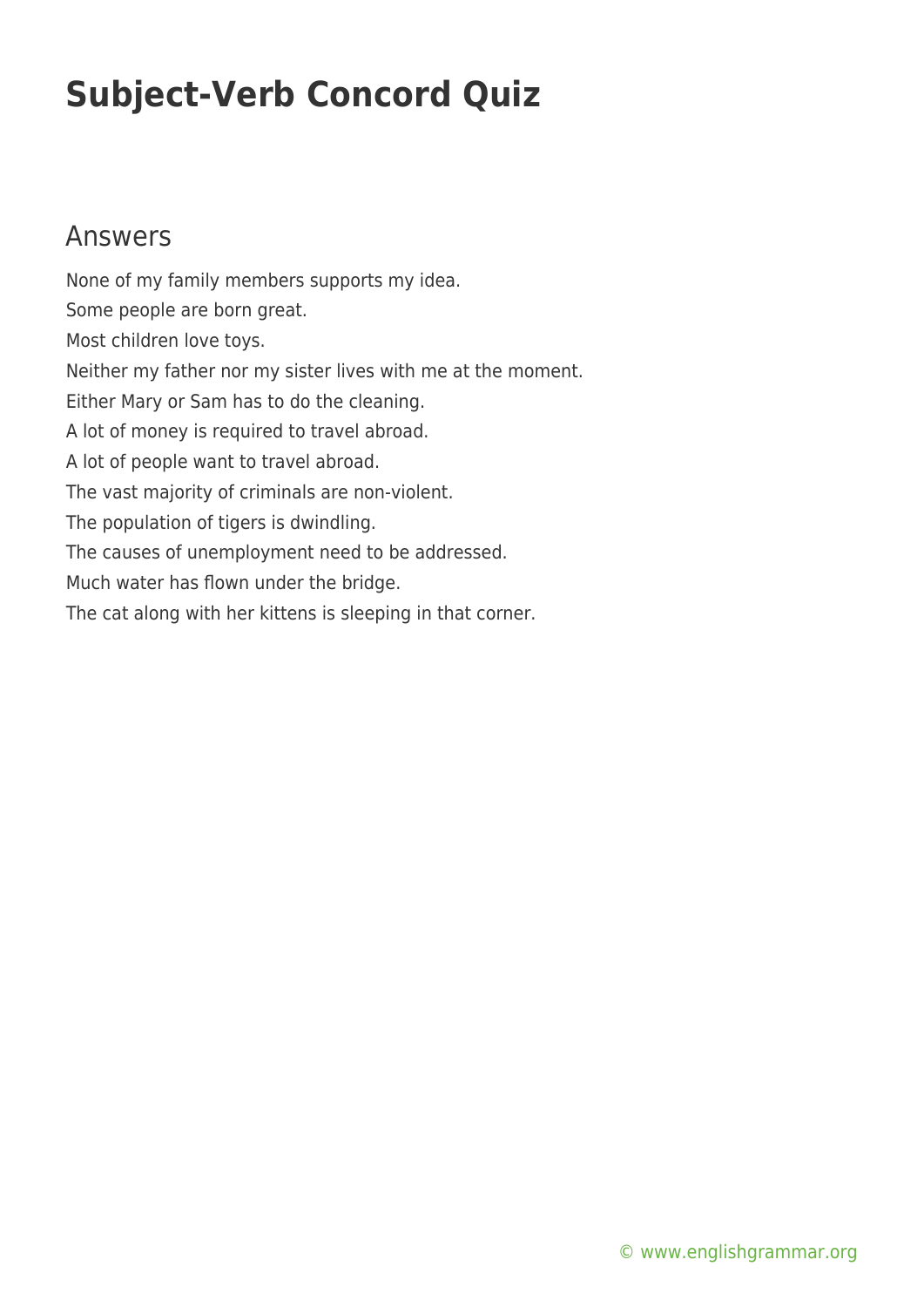# Subject-Verb Concord Quiz

## Answers

None of my family members supports my idea.

Some people are born great.

Most children love toys.

Neither my father nor my sister lives with me at the moment.

Either Mary or Sam has to do the cleaning.

A lot of money is required to travel abroad.

A lot of people want to travel abroad.

The vast majority of criminals are non-violent.

The population of tigers is dwindling.

The causes of unemployment need to be addressed.

Much water has flown under the bridge.

The cat along with her kittens is sleeping in that corner.